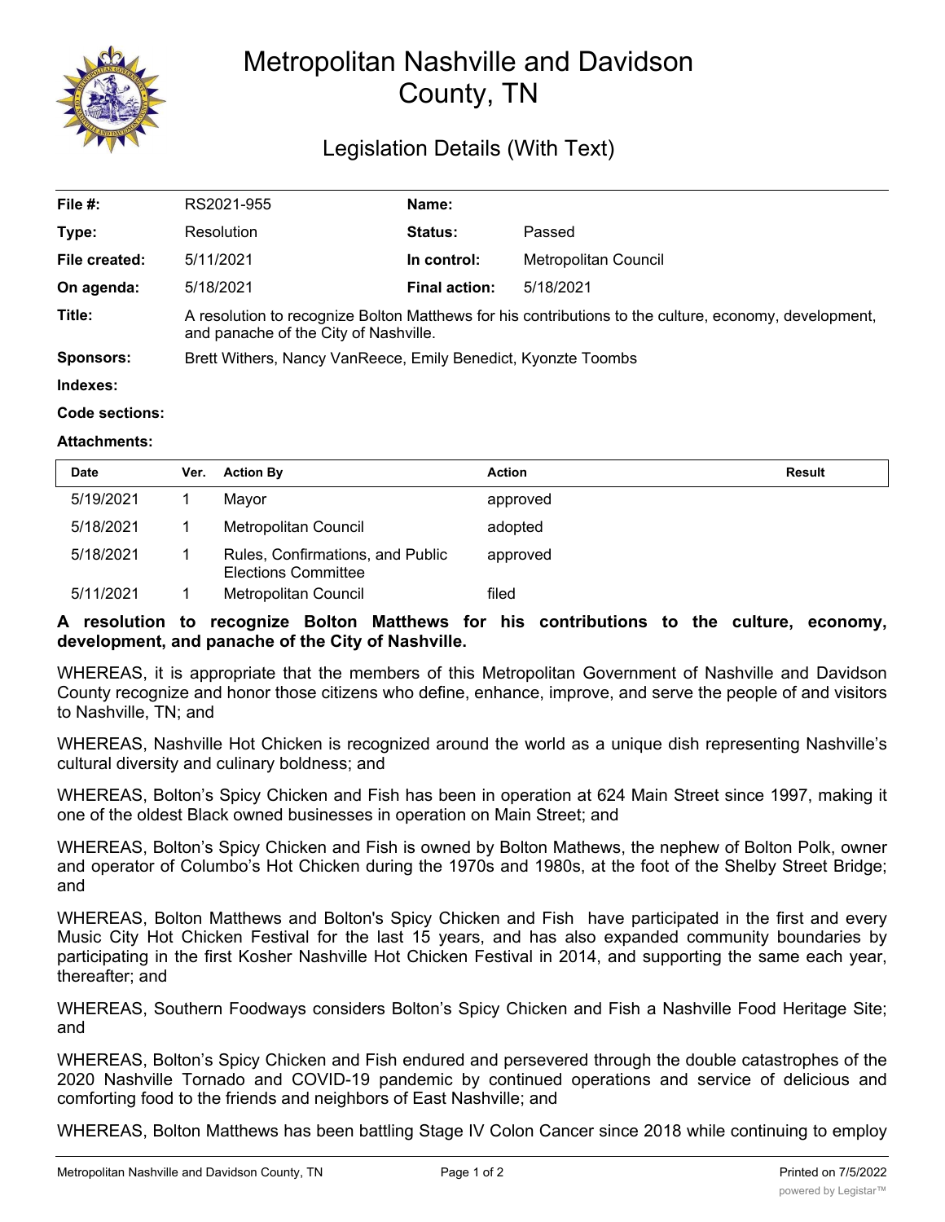# Metropolitan Nashville and Davidson County, TN

## Legislation Details (With Text)

| | | | |
|---|---|---|---|
| **File #:** | RS2021-955 | **Name:** | |
| **Type:** | Resolution | **Status:** | Passed |
| **File created:** | 5/11/2021 | **In control:** | Metropolitan Council |
| **On agenda:** | 5/18/2021 | **Final action:** | 5/18/2021 |
| **Title:** | A resolution to recognize Bolton Matthews for his contributions to the culture, economy, development, and panache of the City of Nashville. | | |
| **Sponsors:** | Brett Withers, Nancy VanReece, Emily Benedict, Kyonzte Toombs | | |
| **Indexes:** | | | |
| **Code sections:** | | | |
| **Attachments:** | | | |

| Date | Ver. | Action By | Action | Result |
|---|---|---|---|---|
| 5/19/2021 | 1 | Mayor | approved | |
| 5/18/2021 | 1 | Metropolitan Council | adopted | |
| 5/18/2021 | 1 | Rules, Confirmations, and Public Elections Committee | approved | |
| 5/11/2021 | 1 | Metropolitan Council | filed | |

**A resolution to recognize Bolton Matthews for his contributions to the culture, economy, development, and panache of the City of Nashville.**

WHEREAS, it is appropriate that the members of this Metropolitan Government of Nashville and Davidson County recognize and honor those citizens who define, enhance, improve, and serve the people of and visitors to Nashville, TN; and

WHEREAS, Nashville Hot Chicken is recognized around the world as a unique dish representing Nashville's cultural diversity and culinary boldness; and

WHEREAS, Bolton's Spicy Chicken and Fish has been in operation at 624 Main Street since 1997, making it one of the oldest Black owned businesses in operation on Main Street; and

WHEREAS, Bolton's Spicy Chicken and Fish is owned by Bolton Mathews, the nephew of Bolton Polk, owner and operator of Columbo's Hot Chicken during the 1970s and 1980s, at the foot of the Shelby Street Bridge; and

WHEREAS, Bolton Matthews and Bolton's Spicy Chicken and Fish have participated in the first and every Music City Hot Chicken Festival for the last 15 years, and has also expanded community boundaries by participating in the first Kosher Nashville Hot Chicken Festival in 2014, and supporting the same each year, thereafter; and

WHEREAS, Southern Foodways considers Bolton's Spicy Chicken and Fish a Nashville Food Heritage Site; and

WHEREAS, Bolton's Spicy Chicken and Fish endured and persevered through the double catastrophes of the 2020 Nashville Tornado and COVID-19 pandemic by continued operations and service of delicious and comforting food to the friends and neighbors of East Nashville; and

WHEREAS, Bolton Matthews has been battling Stage IV Colon Cancer since 2018 while continuing to employ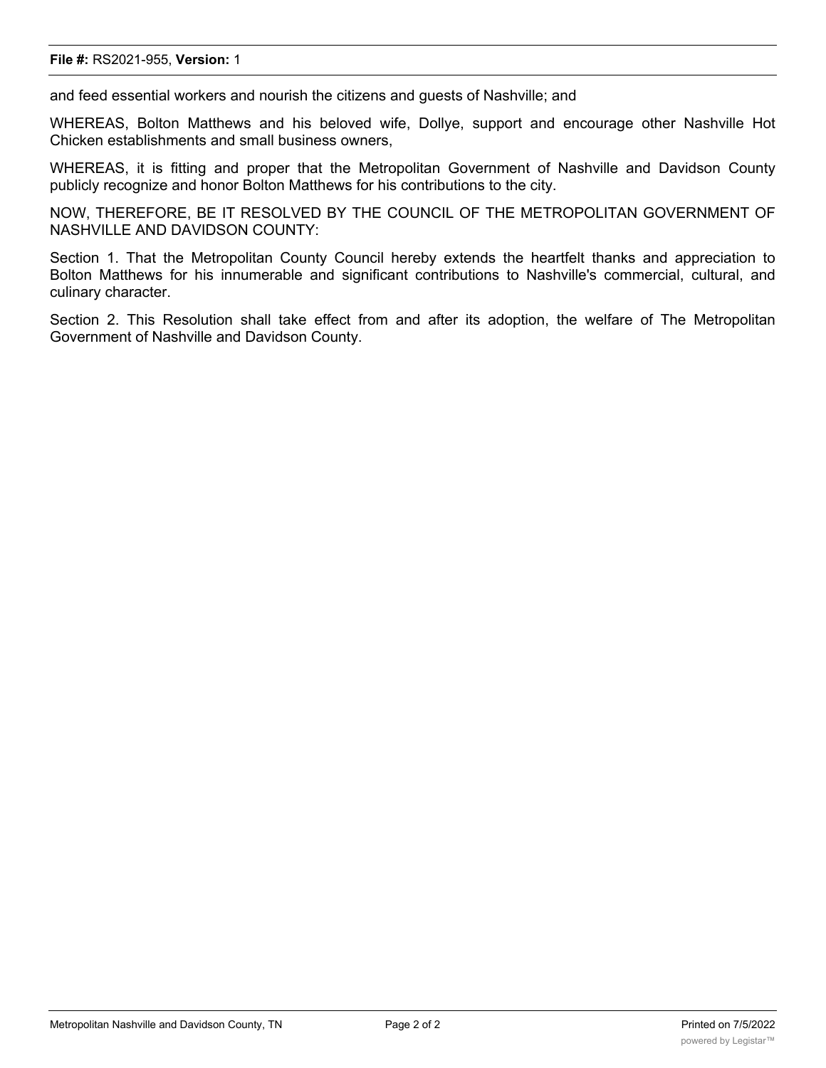and feed essential workers and nourish the citizens and guests of Nashville; and

WHEREAS, Bolton Matthews and his beloved wife, Dollye, support and encourage other Nashville Hot Chicken establishments and small business owners,

WHEREAS, it is fitting and proper that the Metropolitan Government of Nashville and Davidson County publicly recognize and honor Bolton Matthews for his contributions to the city.

NOW, THEREFORE, BE IT RESOLVED BY THE COUNCIL OF THE METROPOLITAN GOVERNMENT OF NASHVILLE AND DAVIDSON COUNTY:

Section 1. That the Metropolitan County Council hereby extends the heartfelt thanks and appreciation to Bolton Matthews for his innumerable and significant contributions to Nashville's commercial, cultural, and culinary character.

Section 2. This Resolution shall take effect from and after its adoption, the welfare of The Metropolitan Government of Nashville and Davidson County.